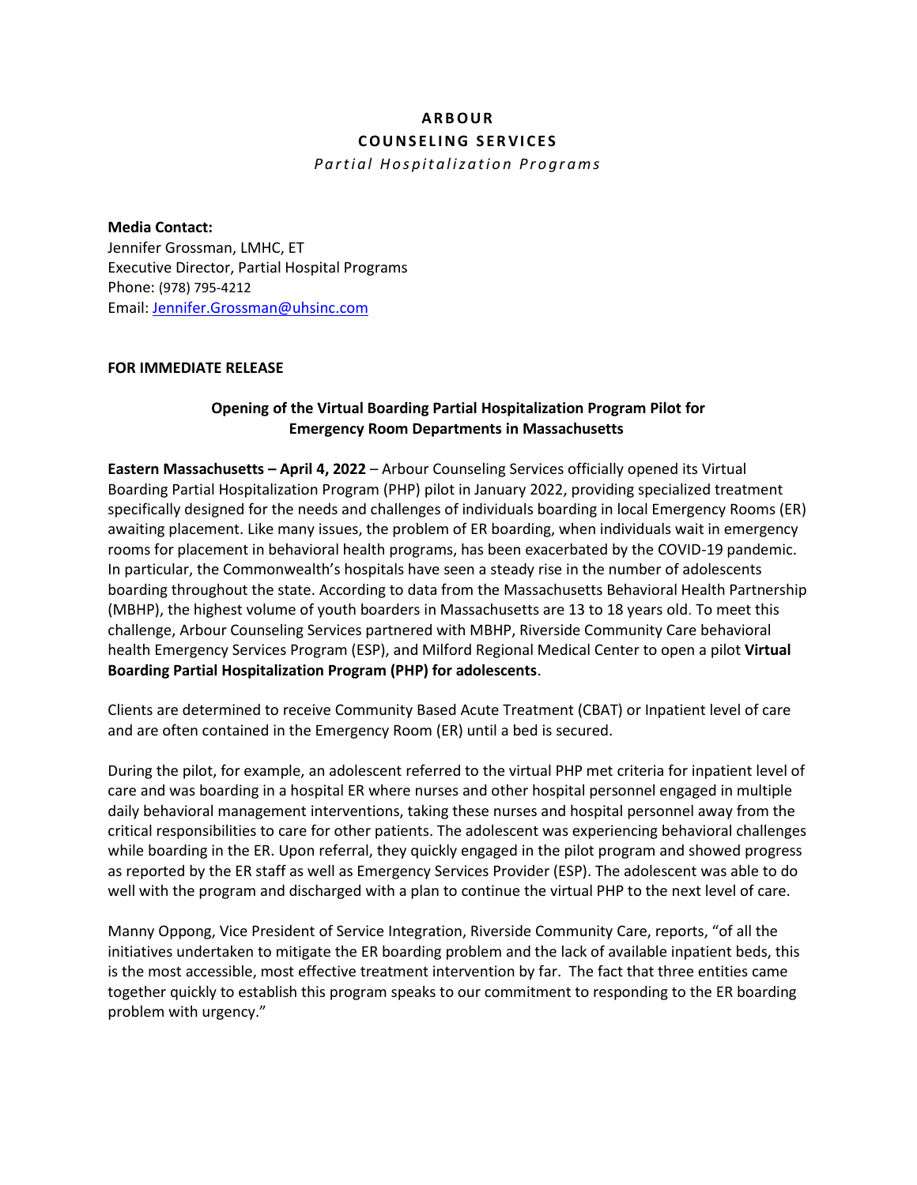# ARBOUR
# COUNSELING SERVICES

*Partial Hospitalization Programs*

**Media Contact:**
Jennifer Grossman, LMHC, ET
Executive Director, Partial Hospital Programs
Phone: (978) 795-4212
Email: Jennifer.Grossman@uhsinc.com

**FOR IMMEDIATE RELEASE**

## Opening of the Virtual Boarding Partial Hospitalization Program Pilot for Emergency Room Departments in Massachusetts

**Eastern Massachusetts – April 4, 2022** – Arbour Counseling Services officially opened its Virtual Boarding Partial Hospitalization Program (PHP) pilot in January 2022, providing specialized treatment specifically designed for the needs and challenges of individuals boarding in local Emergency Rooms (ER) awaiting placement. Like many issues, the problem of ER boarding, when individuals wait in emergency rooms for placement in behavioral health programs, has been exacerbated by the COVID-19 pandemic. In particular, the Commonwealth's hospitals have seen a steady rise in the number of adolescents boarding throughout the state. According to data from the Massachusetts Behavioral Health Partnership (MBHP), the highest volume of youth boarders in Massachusetts are 13 to 18 years old. To meet this challenge, Arbour Counseling Services partnered with MBHP, Riverside Community Care behavioral health Emergency Services Program (ESP), and Milford Regional Medical Center to open a pilot **Virtual Boarding Partial Hospitalization Program (PHP) for adolescents**.

Clients are determined to receive Community Based Acute Treatment (CBAT) or Inpatient level of care and are often contained in the Emergency Room (ER) until a bed is secured.

During the pilot, for example, an adolescent referred to the virtual PHP met criteria for inpatient level of care and was boarding in a hospital ER where nurses and other hospital personnel engaged in multiple daily behavioral management interventions, taking these nurses and hospital personnel away from the critical responsibilities to care for other patients. The adolescent was experiencing behavioral challenges while boarding in the ER. Upon referral, they quickly engaged in the pilot program and showed progress as reported by the ER staff as well as Emergency Services Provider (ESP). The adolescent was able to do well with the program and discharged with a plan to continue the virtual PHP to the next level of care.

Manny Oppong, Vice President of Service Integration, Riverside Community Care, reports, "of all the initiatives undertaken to mitigate the ER boarding problem and the lack of available inpatient beds, this is the most accessible, most effective treatment intervention by far. The fact that three entities came together quickly to establish this program speaks to our commitment to responding to the ER boarding problem with urgency."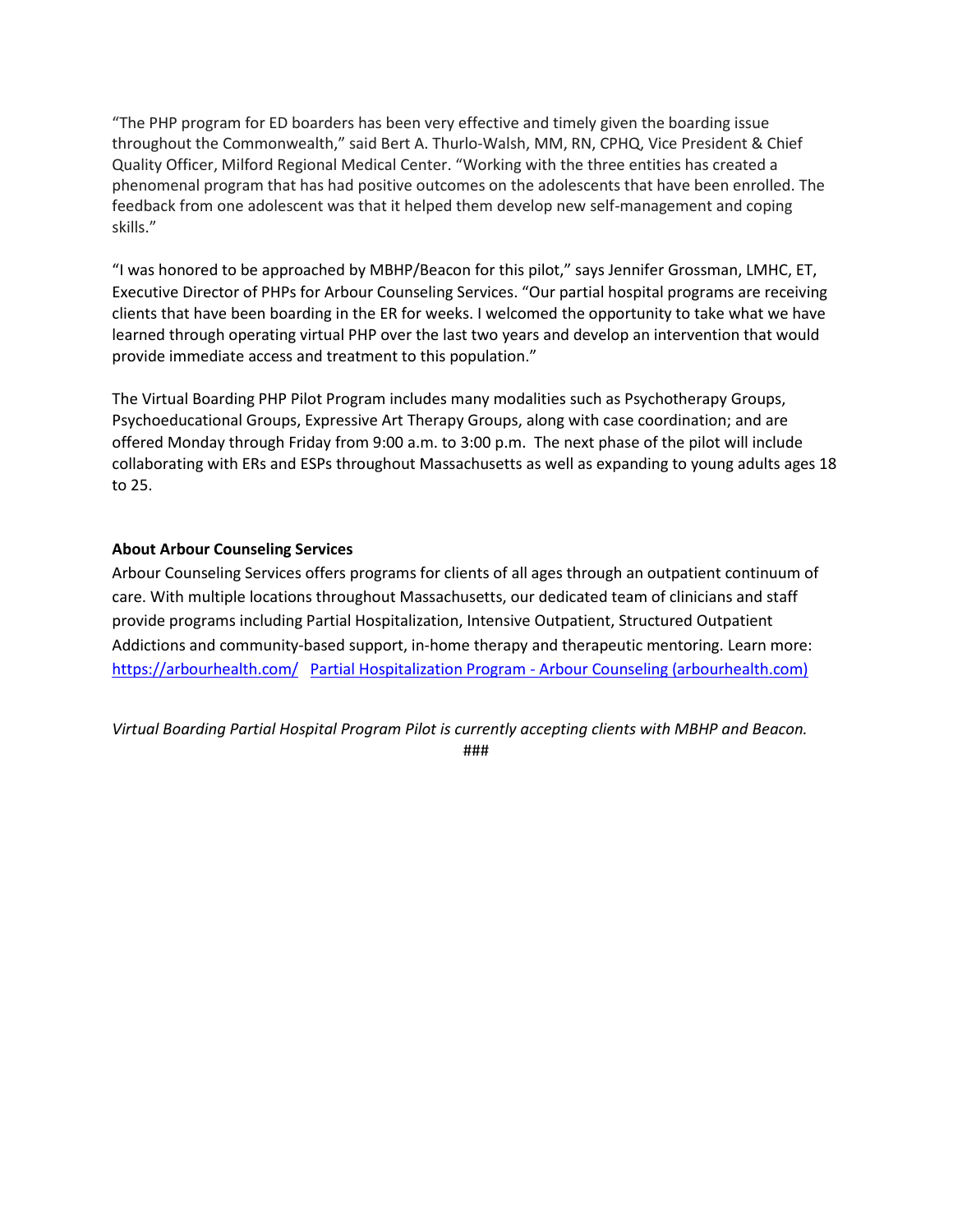"The PHP program for ED boarders has been very effective and timely given the boarding issue throughout the Commonwealth," said Bert A. Thurlo-Walsh, MM, RN, CPHQ, Vice President & Chief Quality Officer, Milford Regional Medical Center. "Working with the three entities has created a phenomenal program that has had positive outcomes on the adolescents that have been enrolled. The feedback from one adolescent was that it helped them develop new self-management and coping skills."

"I was honored to be approached by MBHP/Beacon for this pilot," says Jennifer Grossman, LMHC, ET, Executive Director of PHPs for Arbour Counseling Services. "Our partial hospital programs are receiving clients that have been boarding in the ER for weeks. I welcomed the opportunity to take what we have learned through operating virtual PHP over the last two years and develop an intervention that would provide immediate access and treatment to this population."

The Virtual Boarding PHP Pilot Program includes many modalities such as Psychotherapy Groups, Psychoeducational Groups, Expressive Art Therapy Groups, along with case coordination; and are offered Monday through Friday from 9:00 a.m. to 3:00 p.m. The next phase of the pilot will include collaborating with ERs and ESPs throughout Massachusetts as well as expanding to young adults ages 18 to 25.

**About Arbour Counseling Services**

Arbour Counseling Services offers programs for clients of all ages through an outpatient continuum of care. With multiple locations throughout Massachusetts, our dedicated team of clinicians and staff provide programs including Partial Hospitalization, Intensive Outpatient, Structured Outpatient Addictions and community-based support, in-home therapy and therapeutic mentoring. Learn more: [https://arbourhealth.com/](https://arbourhealth.com/) Partial Hospitalization Program - Arbour Counseling (arbourhealth.com)

*Virtual Boarding Partial Hospital Program Pilot is currently accepting clients with MBHP and Beacon.*

###